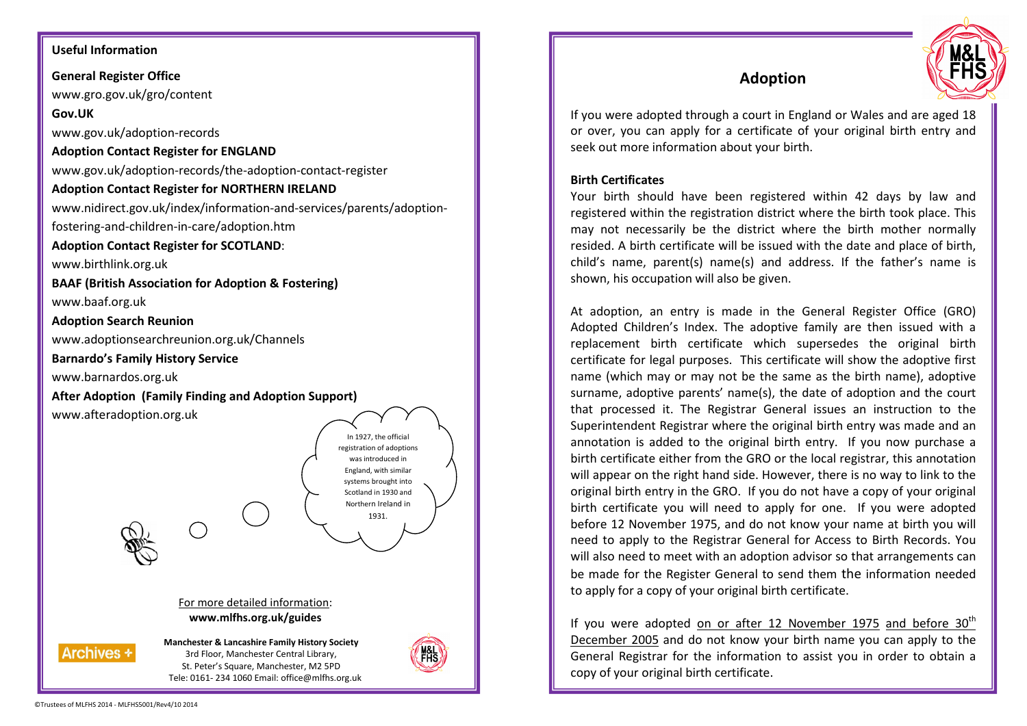## Useful Information

**General Register Office**
www.gro.gov.uk/gro/content

**Gov.UK**
www.gov.uk/adoption-records

**Adoption Contact Register for ENGLAND**
www.gov.uk/adoption-records/the-adoption-contact-register

**Adoption Contact Register for NORTHERN IRELAND**
www.nidirect.gov.uk/index/information-and-services/parents/adoption-fostering-and-children-in-care/adoption.htm

**Adoption Contact Register for SCOTLAND**:
www.birthlink.org.uk

**BAAF (British Association for Adoption & Fostering)**
www.baaf.org.uk

**Adoption Search Reunion**
www.adoptionsearchreunion.org.uk/Channels

**Barnardo's Family History Service**
www.barnardos.org.uk

**After Adoption (Family Finding and Adoption Support)**
www.afteradoption.org.uk

In 1927, the official registration of adoptions was introduced in England, with similar systems brought into Scotland in 1930 and Northern Ireland in 1931.

For more detailed information:
**www.mlfhs.org.uk/guides**

Archives +

**Manchester & Lancashire Family History Society**
3rd Floor, Manchester Central Library,
St. Peter's Square, Manchester, M2 5PD
Tele: 0161- 234 1060 Email: office@mlfhs.org.uk

©Trustees of MLFHS 2014 - MLFHS5001/Rev4/10 2014

# Adoption

If you were adopted through a court in England or Wales and are aged 18 or over, you can apply for a certificate of your original birth entry and seek out more information about your birth.

**Birth Certificates**

Your birth should have been registered within 42 days by law and registered within the registration district where the birth took place. This may not necessarily be the district where the birth mother normally resided. A birth certificate will be issued with the date and place of birth, child's name, parent(s) name(s) and address. If the father's name is shown, his occupation will also be given.

At adoption, an entry is made in the General Register Office (GRO) Adopted Children's Index. The adoptive family are then issued with a replacement birth certificate which supersedes the original birth certificate for legal purposes. This certificate will show the adoptive first name (which may or may not be the same as the birth name), adoptive surname, adoptive parents' name(s), the date of adoption and the court that processed it. The Registrar General issues an instruction to the Superintendent Registrar where the original birth entry was made and an annotation is added to the original birth entry. If you now purchase a birth certificate either from the GRO or the local registrar, this annotation will appear on the right hand side. However, there is no way to link to the original birth entry in the GRO. If you do not have a copy of your original birth certificate you will need to apply for one. If you were adopted before 12 November 1975, and do not know your name at birth you will need to apply to the Registrar General for Access to Birth Records. You will also need to meet with an adoption advisor so that arrangements can be made for the Register General to send them the information needed to apply for a copy of your original birth certificate.

If you were adopted on or after 12 November 1975 and before 30th December 2005 and do not know your birth name you can apply to the General Registrar for the information to assist you in order to obtain a copy of your original birth certificate.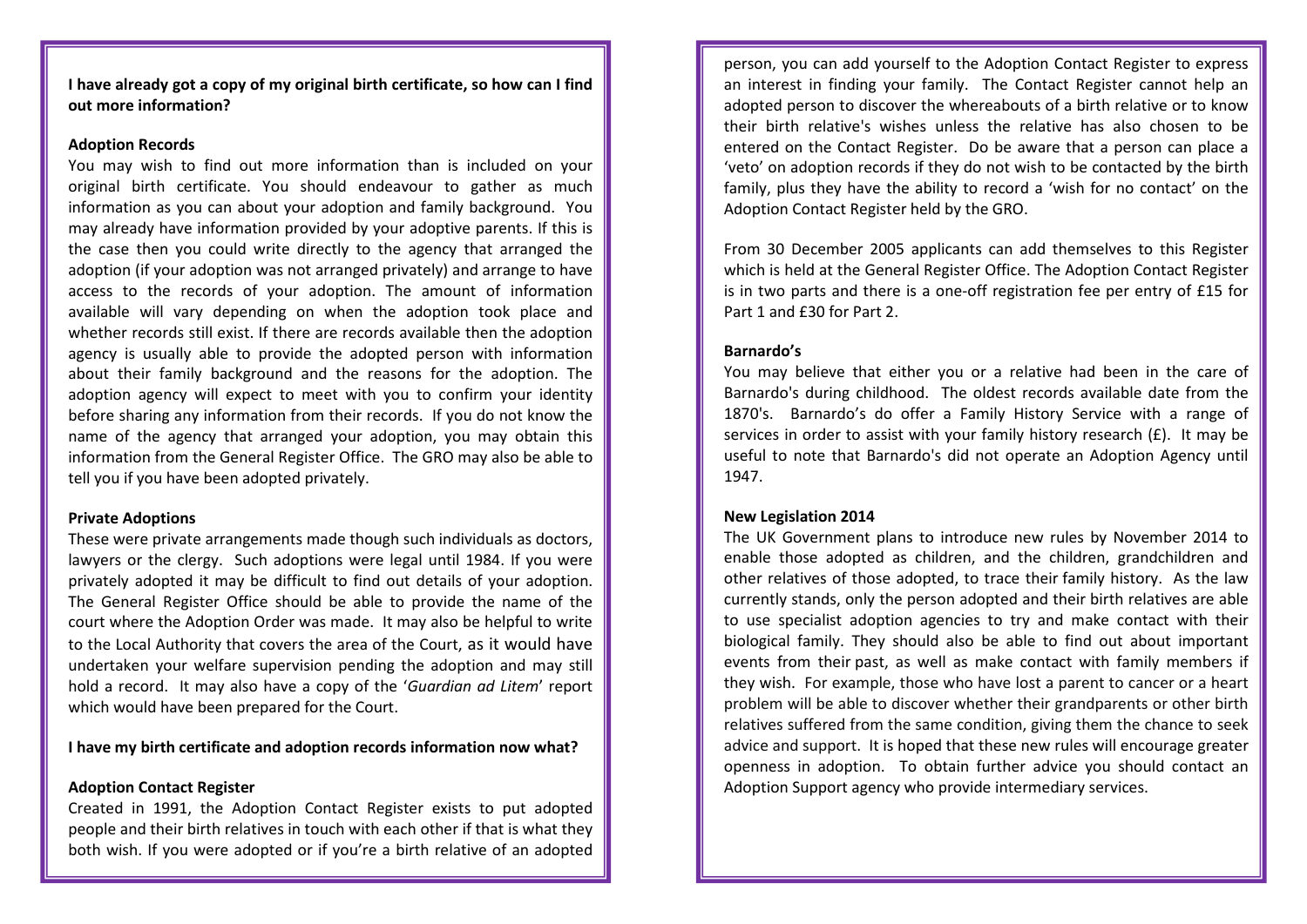**I have already got a copy of my original birth certificate, so how can I find out more information?**

**Adoption Records**

You may wish to find out more information than is included on your original birth certificate. You should endeavour to gather as much information as you can about your adoption and family background. You may already have information provided by your adoptive parents. If this is the case then you could write directly to the agency that arranged the adoption (if your adoption was not arranged privately) and arrange to have access to the records of your adoption. The amount of information available will vary depending on when the adoption took place and whether records still exist. If there are records available then the adoption agency is usually able to provide the adopted person with information about their family background and the reasons for the adoption. The adoption agency will expect to meet with you to confirm your identity before sharing any information from their records. If you do not know the name of the agency that arranged your adoption, you may obtain this information from the General Register Office. The GRO may also be able to tell you if you have been adopted privately.

**Private Adoptions**

These were private arrangements made though such individuals as doctors, lawyers or the clergy. Such adoptions were legal until 1984. If you were privately adopted it may be difficult to find out details of your adoption. The General Register Office should be able to provide the name of the court where the Adoption Order was made. It may also be helpful to write to the Local Authority that covers the area of the Court, as it would have undertaken your welfare supervision pending the adoption and may still hold a record. It may also have a copy of the '*Guardian ad Litem*' report which would have been prepared for the Court.

**I have my birth certificate and adoption records information now what?**

**Adoption Contact Register**

Created in 1991, the Adoption Contact Register exists to put adopted people and their birth relatives in touch with each other if that is what they both wish. If you were adopted or if you're a birth relative of an adopted person, you can add yourself to the Adoption Contact Register to express an interest in finding your family. The Contact Register cannot help an adopted person to discover the whereabouts of a birth relative or to know their birth relative's wishes unless the relative has also chosen to be entered on the Contact Register. Do be aware that a person can place a 'veto' on adoption records if they do not wish to be contacted by the birth family, plus they have the ability to record a 'wish for no contact' on the Adoption Contact Register held by the GRO.

From 30 December 2005 applicants can add themselves to this Register which is held at the General Register Office. The Adoption Contact Register is in two parts and there is a one-off registration fee per entry of £15 for Part 1 and £30 for Part 2.

**Barnardo's**

You may believe that either you or a relative had been in the care of Barnardo's during childhood. The oldest records available date from the 1870's. Barnardo's do offer a Family History Service with a range of services in order to assist with your family history research (£). It may be useful to note that Barnardo's did not operate an Adoption Agency until 1947.

**New Legislation 2014**

The UK Government plans to introduce new rules by November 2014 to enable those adopted as children, and the children, grandchildren and other relatives of those adopted, to trace their family history. As the law currently stands, only the person adopted and their birth relatives are able to use specialist adoption agencies to try and make contact with their biological family. They should also be able to find out about important events from their past, as well as make contact with family members if they wish. For example, those who have lost a parent to cancer or a heart problem will be able to discover whether their grandparents or other birth relatives suffered from the same condition, giving them the chance to seek advice and support. It is hoped that these new rules will encourage greater openness in adoption. To obtain further advice you should contact an Adoption Support agency who provide intermediary services.